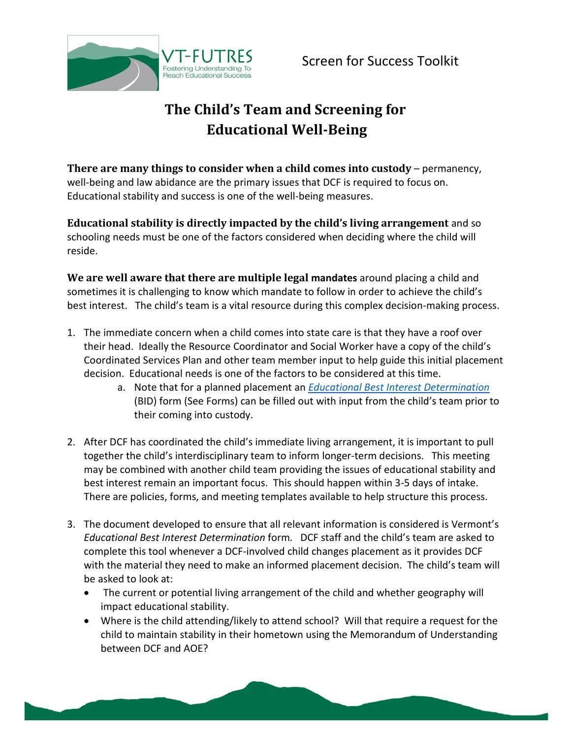VT-FUTRES
Fostering Understanding To Reach Educational Success

Screen for Success Toolkit

# The Child's Team and Screening for Educational Well-Being

**There are many things to consider when a child comes into custody** – permanency, well-being and law abidance are the primary issues that DCF is required to focus on. Educational stability and success is one of the well-being measures.

**Educational stability is directly impacted by the child's living arrangement** and so schooling needs must be one of the factors considered when deciding where the child will reside.

**We are well aware that there are multiple legal mandates** around placing a child and sometimes it is challenging to know which mandate to follow in order to achieve the child's best interest. The child's team is a vital resource during this complex decision-making process.

1. The immediate concern when a child comes into state care is that they have a roof over their head. Ideally the Resource Coordinator and Social Worker have a copy of the child's Coordinated Services Plan and other team member input to help guide this initial placement decision. Educational needs is one of the factors to be considered at this time.
    a. Note that for a planned placement an *Educational Best Interest Determination* (BID) form (See Forms) can be filled out with input from the child's team prior to their coming into custody.

2. After DCF has coordinated the child's immediate living arrangement, it is important to pull together the child's interdisciplinary team to inform longer-term decisions. This meeting may be combined with another child team providing the issues of educational stability and best interest remain an important focus. This should happen within 3-5 days of intake. There are policies, forms, and meeting templates available to help structure this process.

3. The document developed to ensure that all relevant information is considered is Vermont's *Educational Best Interest Determination* form. DCF staff and the child's team are asked to complete this tool whenever a DCF-involved child changes placement as it provides DCF with the material they need to make an informed placement decision. The child's team will be asked to look at:
    - The current or potential living arrangement of the child and whether geography will impact educational stability.
    - Where is the child attending/likely to attend school? Will that require a request for the child to maintain stability in their hometown using the Memorandum of Understanding between DCF and AOE?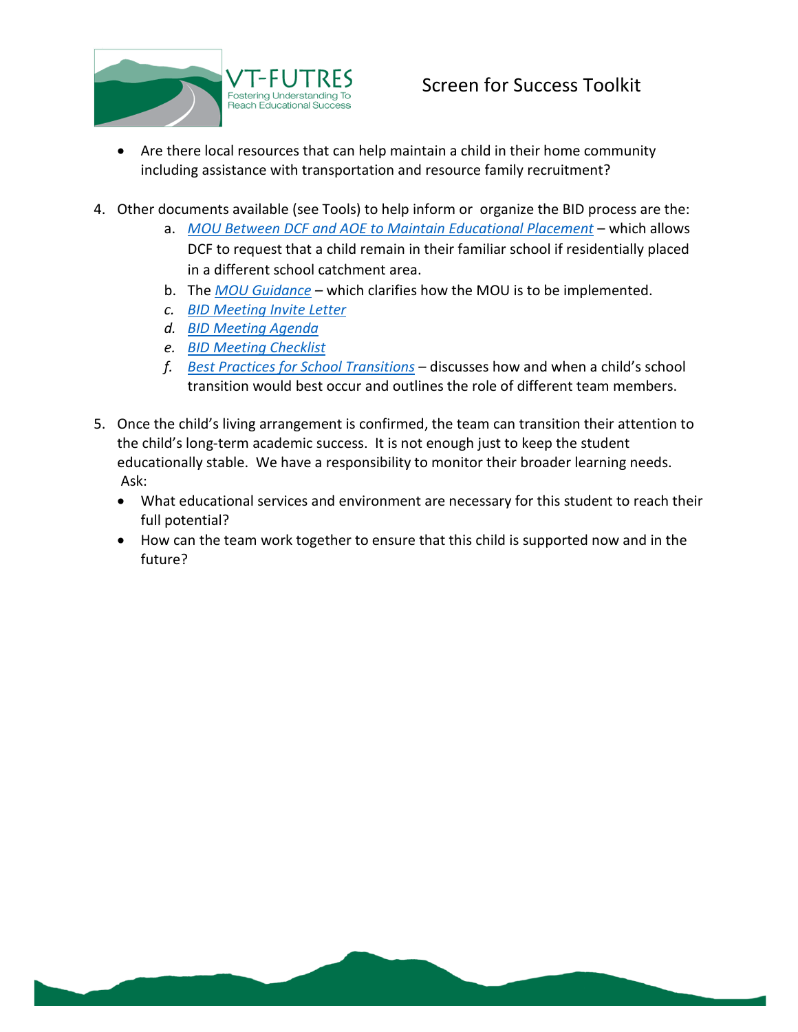- Are there local resources that can help maintain a child in their home community including assistance with transportation and resource family recruitment?

4. Other documents available (see Tools) to help inform or organize the BID process are the:
   a. *MOU Between DCF and AOE to Maintain Educational Placement* – which allows DCF to request that a child remain in their familiar school if residentially placed in a different school catchment area.
   b. The *MOU Guidance* – which clarifies how the MOU is to be implemented.
   c. *BID Meeting Invite Letter*
   d. *BID Meeting Agenda*
   e. *BID Meeting Checklist*
   f. *Best Practices for School Transitions* – discusses how and when a child's school transition would best occur and outlines the role of different team members.

5. Once the child's living arrangement is confirmed, the team can transition their attention to the child's long-term academic success. It is not enough just to keep the student educationally stable. We have a responsibility to monitor their broader learning needs. Ask:
   - What educational services and environment are necessary for this student to reach their full potential?
   - How can the team work together to ensure that this child is supported now and in the future?